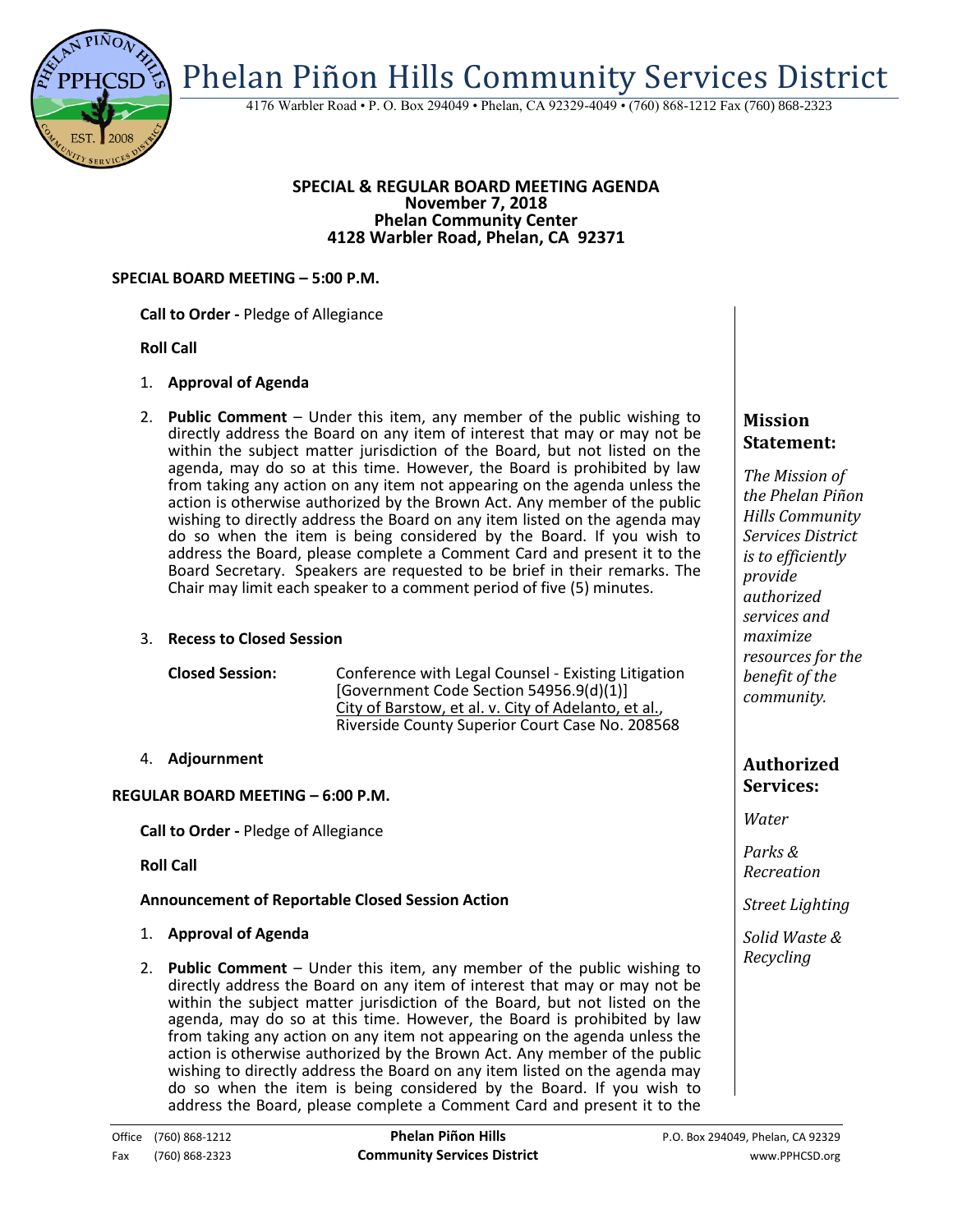# Phelan Piñon Hills Community Services District

4176 Warbler Road • P. O. Box 294049 • Phelan, CA 92329-4049 • (760) 868-1212 Fax (760) 868-2323

**SPECIAL & REGULAR BOARD MEETING AGENDA**
**November 7, 2018**
**Phelan Community Center**
**4128 Warbler Road, Phelan, CA 92371**

## SPECIAL BOARD MEETING – 5:00 P.M.

**Call to Order -** Pledge of Allegiance

**Roll Call**

1. **Approval of Agenda**

2. **Public Comment** – Under this item, any member of the public wishing to directly address the Board on any item of interest that may or may not be within the subject matter jurisdiction of the Board, but not listed on the agenda, may do so at this time. However, the Board is prohibited by law from taking any action on any item not appearing on the agenda unless the action is otherwise authorized by the Brown Act. Any member of the public wishing to directly address the Board on any item listed on the agenda may do so when the item is being considered by the Board. If you wish to address the Board, please complete a Comment Card and present it to the Board Secretary. Speakers are requested to be brief in their remarks. The Chair may limit each speaker to a comment period of five (5) minutes.

3. **Recess to Closed Session**

   **Closed Session:** Conference with Legal Counsel - Existing Litigation [Government Code Section 54956.9(d)(1)]
   City of Barstow, et al. v. City of Adelanto, et al., Riverside County Superior Court Case No. 208568

4. **Adjournment**

## REGULAR BOARD MEETING – 6:00 P.M.

**Call to Order -** Pledge of Allegiance

**Roll Call**

**Announcement of Reportable Closed Session Action**

1. **Approval of Agenda**

2. **Public Comment** – Under this item, any member of the public wishing to directly address the Board on any item of interest that may or may not be within the subject matter jurisdiction of the Board, but not listed on the agenda, may do so at this time. However, the Board is prohibited by law from taking any action on any item not appearing on the agenda unless the action is otherwise authorized by the Brown Act. Any member of the public wishing to directly address the Board on any item listed on the agenda may do so when the item is being considered by the Board. If you wish to address the Board, please complete a Comment Card and present it to the

### Mission Statement:

*The Mission of the Phelan Piñon Hills Community Services District is to efficiently provide authorized services and maximize resources for the benefit of the community.*

### Authorized Services:

*Water*

*Parks & Recreation*

*Street Lighting*

*Solid Waste & Recycling*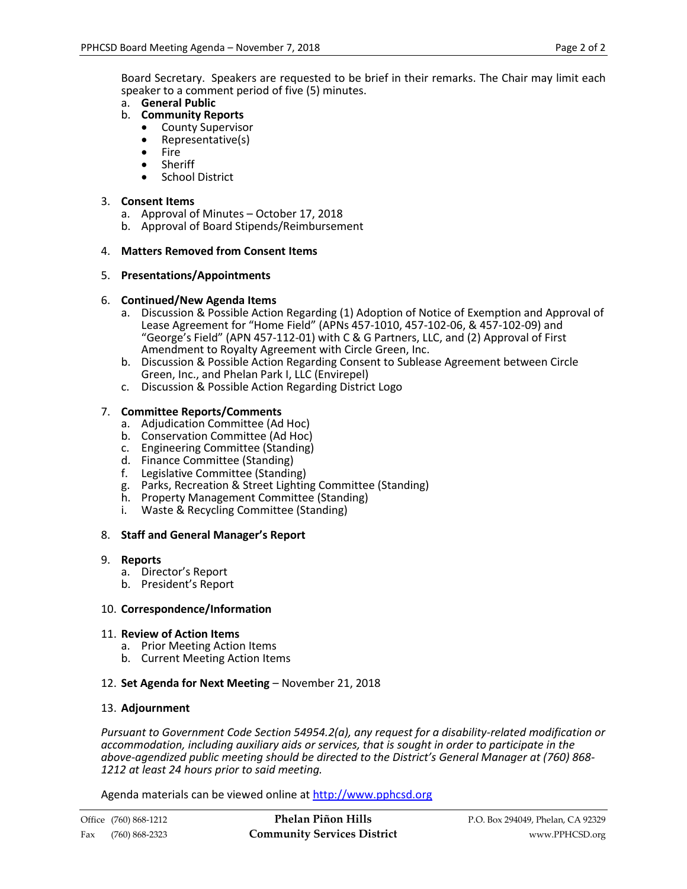Board Secretary. Speakers are requested to be brief in their remarks. The Chair may limit each speaker to a comment period of five (5) minutes.

a. **General Public**

b. **Community Reports**
   - County Supervisor
   - Representative(s)
   - Fire
   - Sheriff
   - School District

3. **Consent Items**
   a. Approval of Minutes – October 17, 2018
   b. Approval of Board Stipends/Reimbursement

4. **Matters Removed from Consent Items**

5. **Presentations/Appointments**

6. **Continued/New Agenda Items**
   a. Discussion & Possible Action Regarding (1) Adoption of Notice of Exemption and Approval of Lease Agreement for "Home Field" (APNs 457-1010, 457-102-06, & 457-102-09) and "George's Field" (APN 457-112-01) with C & G Partners, LLC, and (2) Approval of First Amendment to Royalty Agreement with Circle Green, Inc.
   b. Discussion & Possible Action Regarding Consent to Sublease Agreement between Circle Green, Inc., and Phelan Park I, LLC (Envirepel)
   c. Discussion & Possible Action Regarding District Logo

7. **Committee Reports/Comments**
   a. Adjudication Committee (Ad Hoc)
   b. Conservation Committee (Ad Hoc)
   c. Engineering Committee (Standing)
   d. Finance Committee (Standing)
   f. Legislative Committee (Standing)
   g. Parks, Recreation & Street Lighting Committee (Standing)
   h. Property Management Committee (Standing)
   i. Waste & Recycling Committee (Standing)

8. **Staff and General Manager's Report**

9. **Reports**
   a. Director's Report
   b. President's Report

10. **Correspondence/Information**

11. **Review of Action Items**
    a. Prior Meeting Action Items
    b. Current Meeting Action Items

12. **Set Agenda for Next Meeting** – November 21, 2018

13. **Adjournment**

*Pursuant to Government Code Section 54954.2(a), any request for a disability-related modification or accommodation, including auxiliary aids or services, that is sought in order to participate in the above-agendized public meeting should be directed to the District's General Manager at (760) 868-1212 at least 24 hours prior to said meeting.*

Agenda materials can be viewed online at [http://www.pphcsd.org](http://www.pphcsd.org)

Office (760) 868-1212 | **Phelan Piñon Hills Community Services District** | P.O. Box 294049, Phelan, CA 92329
Fax (760) 868-2323 | www.PPHCSD.org